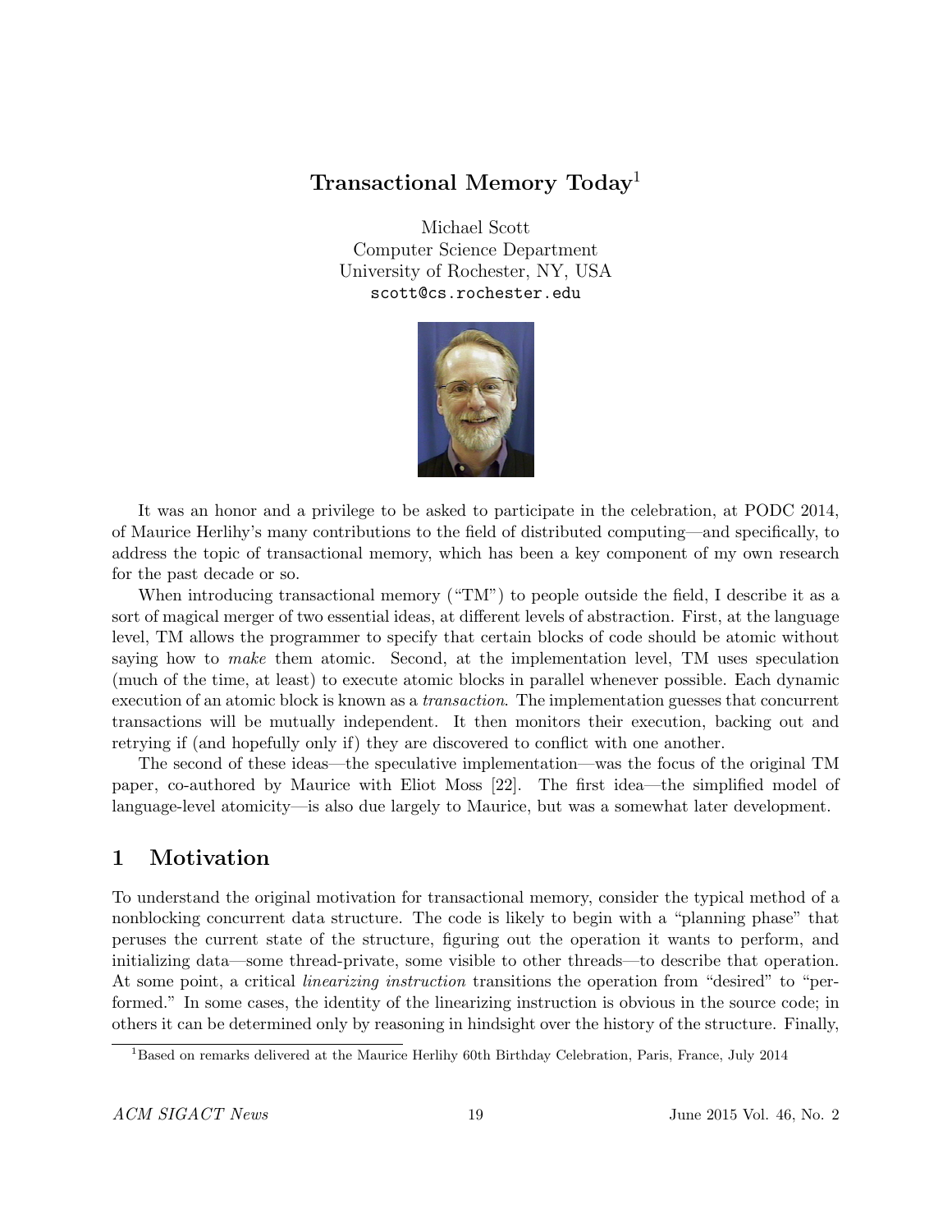# Transactional Memory Today[1]

Michael Scott
Computer Science Department
University of Rochester, NY, USA
scott@cs.rochester.edu

It was an honor and a privilege to be asked to participate in the celebration, at PODC 2014, of Maurice Herlihy's many contributions to the field of distributed computing—and specifically, to address the topic of transactional memory, which has been a key component of my own research for the past decade or so.

When introducing transactional memory ("TM") to people outside the field, I describe it as a sort of magical merger of two essential ideas, at different levels of abstraction. First, at the language level, TM allows the programmer to specify that certain blocks of code should be atomic without saying how to *make* them atomic. Second, at the implementation level, TM uses speculation (much of the time, at least) to execute atomic blocks in parallel whenever possible. Each dynamic execution of an atomic block is known as a *transaction*. The implementation guesses that concurrent transactions will be mutually independent. It then monitors their execution, backing out and retrying if (and hopefully only if) they are discovered to conflict with one another.

The second of these ideas—the speculative implementation—was the focus of the original TM paper, co-authored by Maurice with Eliot Moss [22]. The first idea—the simplified model of language-level atomicity—is also due largely to Maurice, but was a somewhat later development.

## 1 Motivation

To understand the original motivation for transactional memory, consider the typical method of a nonblocking concurrent data structure. The code is likely to begin with a "planning phase" that peruses the current state of the structure, figuring out the operation it wants to perform, and initializing data—some thread-private, some visible to other threads—to describe that operation. At some point, a critical *linearizing instruction* transitions the operation from "desired" to "performed." In some cases, the identity of the linearizing instruction is obvious in the source code; in others it can be determined only by reasoning in hindsight over the history of the structure. Finally,

[1] Based on remarks delivered at the Maurice Herlihy 60th Birthday Celebration, Paris, France, July 2014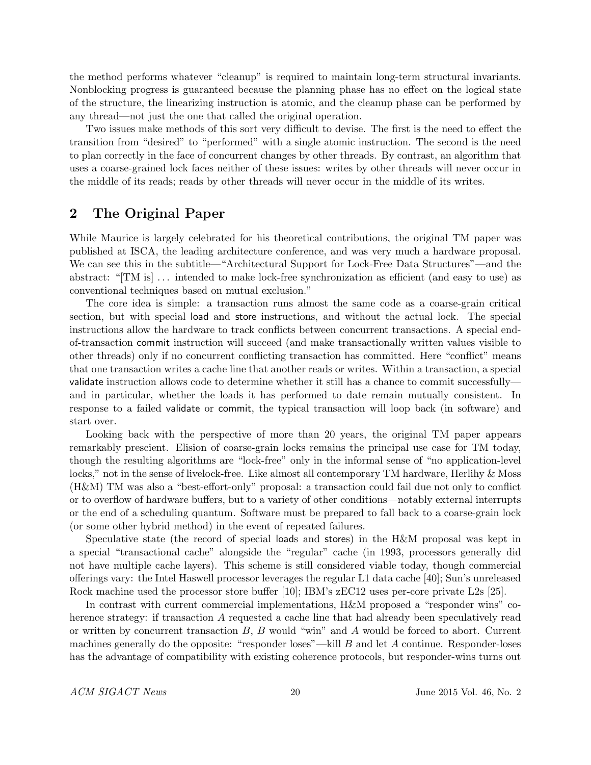the method performs whatever "cleanup" is required to maintain long-term structural invariants. Nonblocking progress is guaranteed because the planning phase has no effect on the logical state of the structure, the linearizing instruction is atomic, and the cleanup phase can be performed by any thread—not just the one that called the original operation.

Two issues make methods of this sort very difficult to devise. The first is the need to effect the transition from "desired" to "performed" with a single atomic instruction. The second is the need to plan correctly in the face of concurrent changes by other threads. By contrast, an algorithm that uses a coarse-grained lock faces neither of these issues: writes by other threads will never occur in the middle of its reads; reads by other threads will never occur in the middle of its writes.

## 2 The Original Paper

While Maurice is largely celebrated for his theoretical contributions, the original TM paper was published at ISCA, the leading architecture conference, and was very much a hardware proposal. We can see this in the subtitle—"Architectural Support for Lock-Free Data Structures"—and the abstract: "[TM is] ... intended to make lock-free synchronization as efficient (and easy to use) as conventional techniques based on mutual exclusion."

The core idea is simple: a transaction runs almost the same code as a coarse-grain critical section, but with special load and store instructions, and without the actual lock. The special instructions allow the hardware to track conflicts between concurrent transactions. A special end-of-transaction commit instruction will succeed (and make transactionally written values visible to other threads) only if no concurrent conflicting transaction has committed. Here "conflict" means that one transaction writes a cache line that another reads or writes. Within a transaction, a special validate instruction allows code to determine whether it still has a chance to commit successfully—and in particular, whether the loads it has performed to date remain mutually consistent. In response to a failed validate or commit, the typical transaction will loop back (in software) and start over.

Looking back with the perspective of more than 20 years, the original TM paper appears remarkably prescient. Elision of coarse-grain locks remains the principal use case for TM today, though the resulting algorithms are "lock-free" only in the informal sense of "no application-level locks," not in the sense of livelock-free. Like almost all contemporary TM hardware, Herlihy & Moss (H&M) TM was also a "best-effort-only" proposal: a transaction could fail due not only to conflict or to overflow of hardware buffers, but to a variety of other conditions—notably external interrupts or the end of a scheduling quantum. Software must be prepared to fall back to a coarse-grain lock (or some other hybrid method) in the event of repeated failures.

Speculative state (the record of special loads and stores) in the H&M proposal was kept in a special "transactional cache" alongside the "regular" cache (in 1993, processors generally did not have multiple cache layers). This scheme is still considered viable today, though commercial offerings vary: the Intel Haswell processor leverages the regular L1 data cache [40]; Sun's unreleased Rock machine used the processor store buffer [10]; IBM's zEC12 uses per-core private L2s [25].

In contrast with current commercial implementations, H&M proposed a "responder wins" coherence strategy: if transaction $A$ requested a cache line that had already been speculatively read or written by concurrent transaction $B$, $B$ would "win" and $A$ would be forced to abort. Current machines generally do the opposite: "responder loses"—kill $B$ and let $A$ continue. Responder-loses has the advantage of compatibility with existing coherence protocols, but responder-wins turns out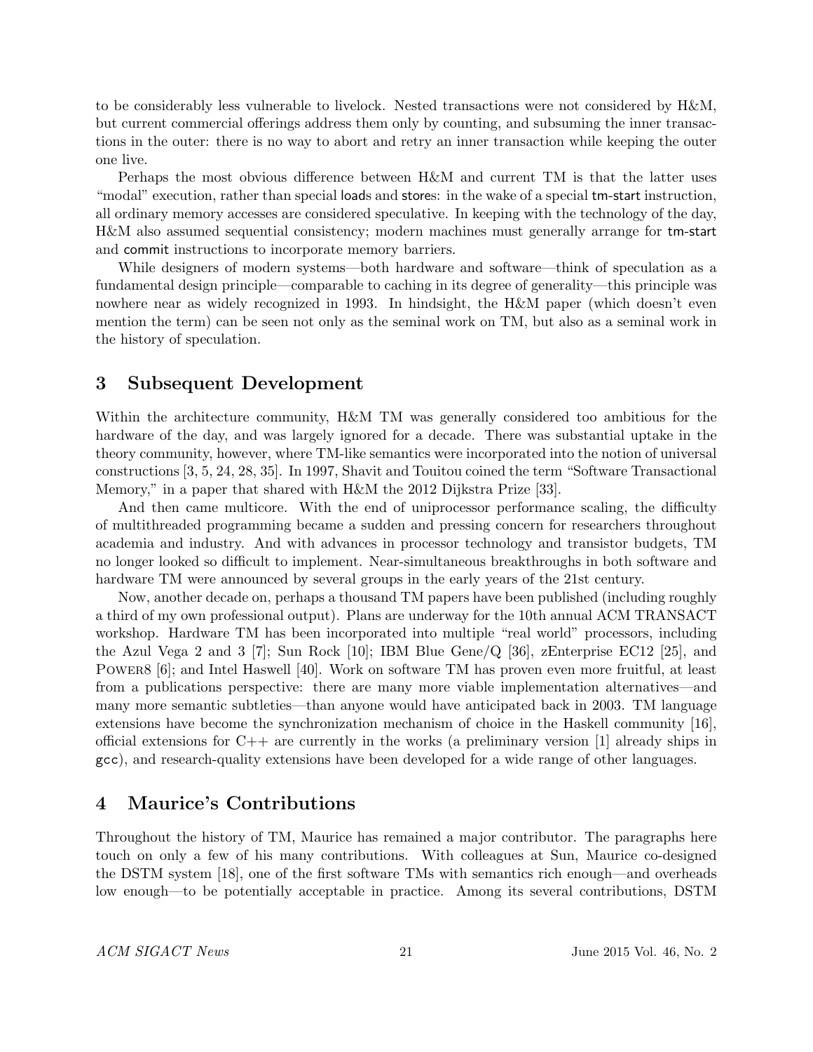to be considerably less vulnerable to livelock. Nested transactions were not considered by H&M, but current commercial offerings address them only by counting, and subsuming the inner transactions in the outer: there is no way to abort and retry an inner transaction while keeping the outer one live.

Perhaps the most obvious difference between H&M and current TM is that the latter uses "modal" execution, rather than special loads and stores: in the wake of a special tm-start instruction, all ordinary memory accesses are considered speculative. In keeping with the technology of the day, H&M also assumed sequential consistency; modern machines must generally arrange for tm-start and commit instructions to incorporate memory barriers.

While designers of modern systems—both hardware and software—think of speculation as a fundamental design principle—comparable to caching in its degree of generality—this principle was nowhere near as widely recognized in 1993. In hindsight, the H&M paper (which doesn't even mention the term) can be seen not only as the seminal work on TM, but also as a seminal work in the history of speculation.

## 3 Subsequent Development

Within the architecture community, H&M TM was generally considered too ambitious for the hardware of the day, and was largely ignored for a decade. There was substantial uptake in the theory community, however, where TM-like semantics were incorporated into the notion of universal constructions [3, 5, 24, 28, 35]. In 1997, Shavit and Touitou coined the term "Software Transactional Memory," in a paper that shared with H&M the 2012 Dijkstra Prize [33].

And then came multicore. With the end of uniprocessor performance scaling, the difficulty of multithreaded programming became a sudden and pressing concern for researchers throughout academia and industry. And with advances in processor technology and transistor budgets, TM no longer looked so difficult to implement. Near-simultaneous breakthroughs in both software and hardware TM were announced by several groups in the early years of the 21st century.

Now, another decade on, perhaps a thousand TM papers have been published (including roughly a third of my own professional output). Plans are underway for the 10th annual ACM TRANSACT workshop. Hardware TM has been incorporated into multiple "real world" processors, including the Azul Vega 2 and 3 [7]; Sun Rock [10]; IBM Blue Gene/Q [36], zEnterprise EC12 [25], and POWER8 [6]; and Intel Haswell [40]. Work on software TM has proven even more fruitful, at least from a publications perspective: there are many more viable implementation alternatives—and many more semantic subtleties—than anyone would have anticipated back in 2003. TM language extensions have become the synchronization mechanism of choice in the Haskell community [16], official extensions for C++ are currently in the works (a preliminary version [1] already ships in gcc), and research-quality extensions have been developed for a wide range of other languages.

## 4 Maurice's Contributions

Throughout the history of TM, Maurice has remained a major contributor. The paragraphs here touch on only a few of his many contributions. With colleagues at Sun, Maurice co-designed the DSTM system [18], one of the first software TMs with semantics rich enough—and overheads low enough—to be potentially acceptable in practice. Among its several contributions, DSTM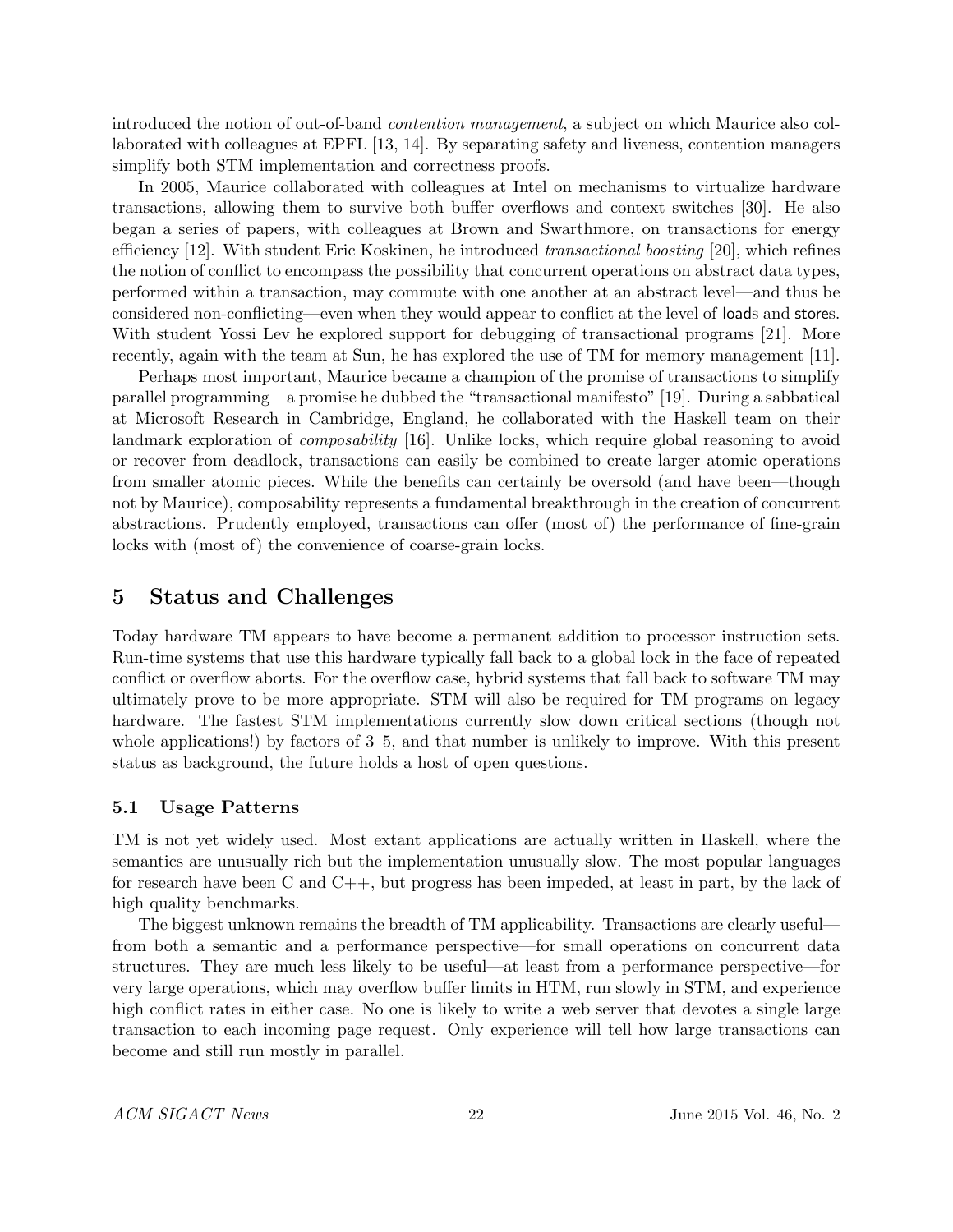introduced the notion of out-of-band *contention management*, a subject on which Maurice also collaborated with colleagues at EPFL [13, 14]. By separating safety and liveness, contention managers simplify both STM implementation and correctness proofs.

In 2005, Maurice collaborated with colleagues at Intel on mechanisms to virtualize hardware transactions, allowing them to survive both buffer overflows and context switches [30]. He also began a series of papers, with colleagues at Brown and Swarthmore, on transactions for energy efficiency [12]. With student Eric Koskinen, he introduced *transactional boosting* [20], which refines the notion of conflict to encompass the possibility that concurrent operations on abstract data types, performed within a transaction, may commute with one another at an abstract level—and thus be considered non-conflicting—even when they would appear to conflict at the level of loads and stores. With student Yossi Lev he explored support for debugging of transactional programs [21]. More recently, again with the team at Sun, he has explored the use of TM for memory management [11].

Perhaps most important, Maurice became a champion of the promise of transactions to simplify parallel programming—a promise he dubbed the "transactional manifesto" [19]. During a sabbatical at Microsoft Research in Cambridge, England, he collaborated with the Haskell team on their landmark exploration of *composability* [16]. Unlike locks, which require global reasoning to avoid or recover from deadlock, transactions can easily be combined to create larger atomic operations from smaller atomic pieces. While the benefits can certainly be oversold (and have been—though not by Maurice), composability represents a fundamental breakthrough in the creation of concurrent abstractions. Prudently employed, transactions can offer (most of) the performance of fine-grain locks with (most of) the convenience of coarse-grain locks.

## 5 Status and Challenges

Today hardware TM appears to have become a permanent addition to processor instruction sets. Run-time systems that use this hardware typically fall back to a global lock in the face of repeated conflict or overflow aborts. For the overflow case, hybrid systems that fall back to software TM may ultimately prove to be more appropriate. STM will also be required for TM programs on legacy hardware. The fastest STM implementations currently slow down critical sections (though not whole applications!) by factors of 3–5, and that number is unlikely to improve. With this present status as background, the future holds a host of open questions.

### 5.1 Usage Patterns

TM is not yet widely used. Most extant applications are actually written in Haskell, where the semantics are unusually rich but the implementation unusually slow. The most popular languages for research have been C and C++, but progress has been impeded, at least in part, by the lack of high quality benchmarks.

The biggest unknown remains the breadth of TM applicability. Transactions are clearly useful—from both a semantic and a performance perspective—for small operations on concurrent data structures. They are much less likely to be useful—at least from a performance perspective—for very large operations, which may overflow buffer limits in HTM, run slowly in STM, and experience high conflict rates in either case. No one is likely to write a web server that devotes a single large transaction to each incoming page request. Only experience will tell how large transactions can become and still run mostly in parallel.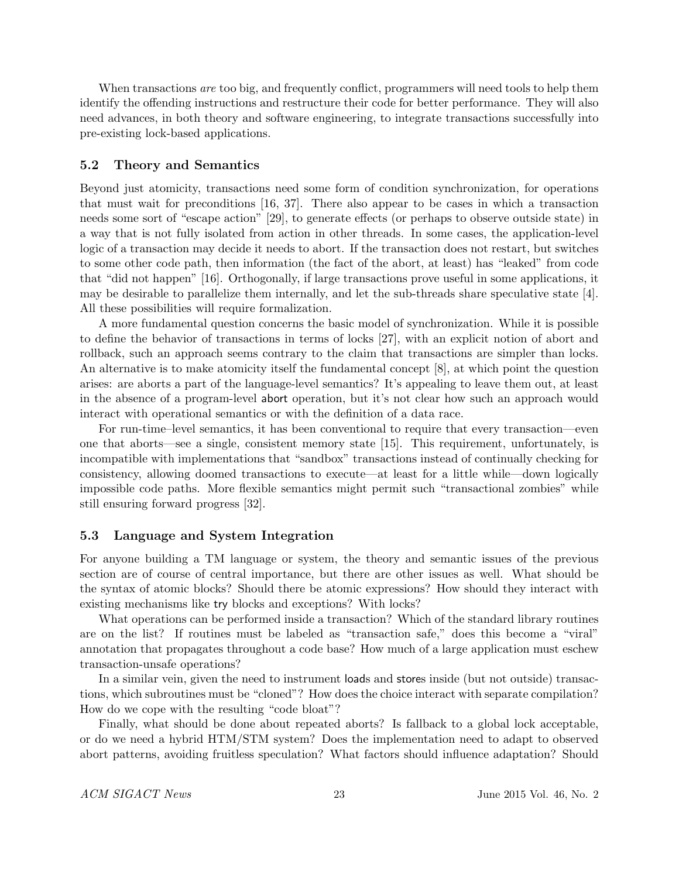When transactions *are* too big, and frequently conflict, programmers will need tools to help them identify the offending instructions and restructure their code for better performance. They will also need advances, in both theory and software engineering, to integrate transactions successfully into pre-existing lock-based applications.

### 5.2 Theory and Semantics

Beyond just atomicity, transactions need some form of condition synchronization, for operations that must wait for preconditions [16, 37]. There also appear to be cases in which a transaction needs some sort of "escape action" [29], to generate effects (or perhaps to observe outside state) in a way that is not fully isolated from action in other threads. In some cases, the application-level logic of a transaction may decide it needs to abort. If the transaction does not restart, but switches to some other code path, then information (the fact of the abort, at least) has "leaked" from code that "did not happen" [16]. Orthogonally, if large transactions prove useful in some applications, it may be desirable to parallelize them internally, and let the sub-threads share speculative state [4]. All these possibilities will require formalization.

A more fundamental question concerns the basic model of synchronization. While it is possible to define the behavior of transactions in terms of locks [27], with an explicit notion of abort and rollback, such an approach seems contrary to the claim that transactions are simpler than locks. An alternative is to make atomicity itself the fundamental concept [8], at which point the question arises: are aborts a part of the language-level semantics? It's appealing to leave them out, at least in the absence of a program-level abort operation, but it's not clear how such an approach would interact with operational semantics or with the definition of a data race.

For run-time–level semantics, it has been conventional to require that every transaction—even one that aborts—see a single, consistent memory state [15]. This requirement, unfortunately, is incompatible with implementations that "sandbox" transactions instead of continually checking for consistency, allowing doomed transactions to execute—at least for a little while—down logically impossible code paths. More flexible semantics might permit such "transactional zombies" while still ensuring forward progress [32].

### 5.3 Language and System Integration

For anyone building a TM language or system, the theory and semantic issues of the previous section are of course of central importance, but there are other issues as well. What should be the syntax of atomic blocks? Should there be atomic expressions? How should they interact with existing mechanisms like try blocks and exceptions? With locks?

What operations can be performed inside a transaction? Which of the standard library routines are on the list? If routines must be labeled as "transaction safe," does this become a "viral" annotation that propagates throughout a code base? How much of a large application must eschew transaction-unsafe operations?

In a similar vein, given the need to instrument loads and stores inside (but not outside) transactions, which subroutines must be "cloned"? How does the choice interact with separate compilation? How do we cope with the resulting "code bloat"?

Finally, what should be done about repeated aborts? Is fallback to a global lock acceptable, or do we need a hybrid HTM/STM system? Does the implementation need to adapt to observed abort patterns, avoiding fruitless speculation? What factors should influence adaptation? Should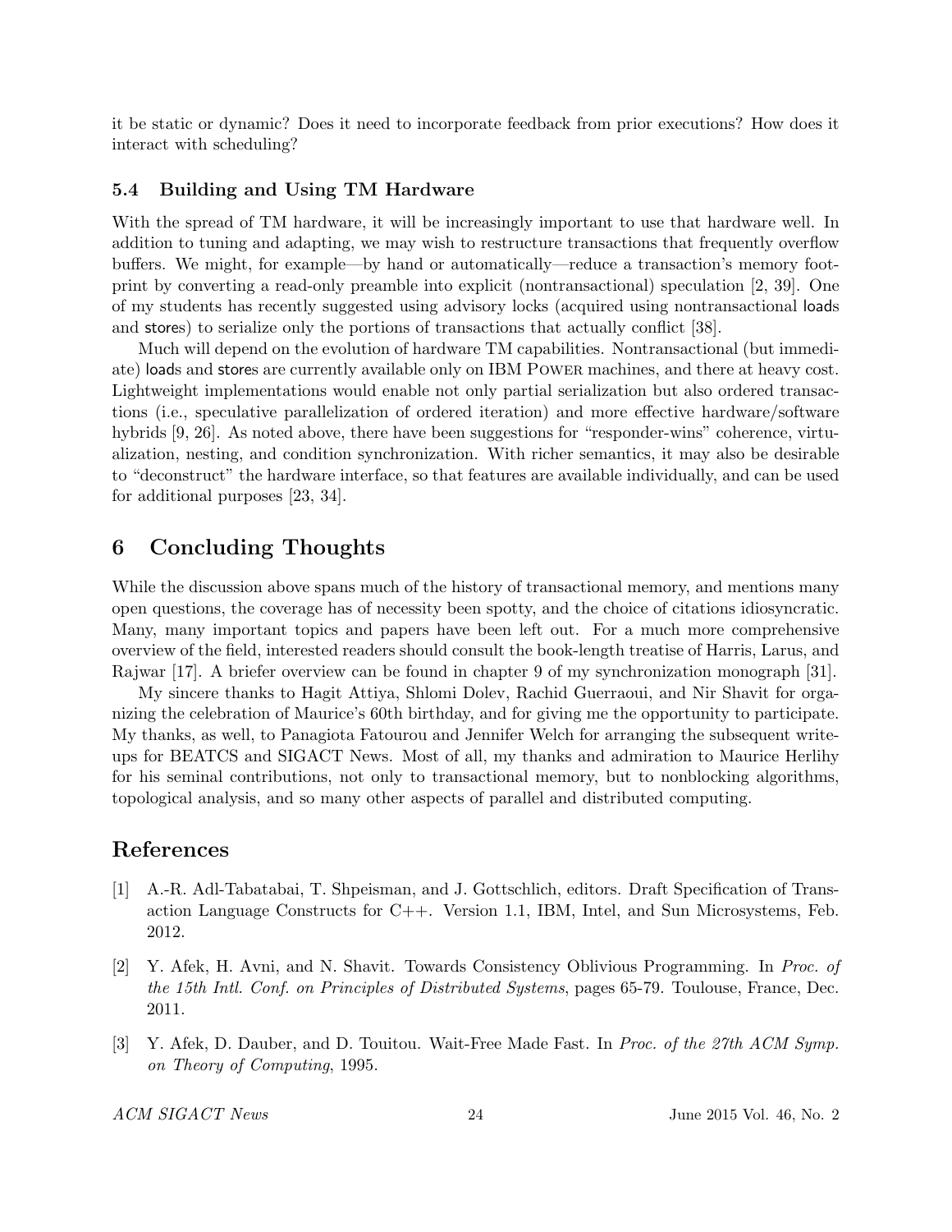it be static or dynamic? Does it need to incorporate feedback from prior executions? How does it interact with scheduling?

### 5.4 Building and Using TM Hardware

With the spread of TM hardware, it will be increasingly important to use that hardware well. In addition to tuning and adapting, we may wish to restructure transactions that frequently overflow buffers. We might, for example—by hand or automatically—reduce a transaction's memory footprint by converting a read-only preamble into explicit (nontransactional) speculation [2, 39]. One of my students has recently suggested using advisory locks (acquired using nontransactional loads and stores) to serialize only the portions of transactions that actually conflict [38].

Much will depend on the evolution of hardware TM capabilities. Nontransactional (but immediate) loads and stores are currently available only on IBM Power machines, and there at heavy cost. Lightweight implementations would enable not only partial serialization but also ordered transactions (i.e., speculative parallelization of ordered iteration) and more effective hardware/software hybrids [9, 26]. As noted above, there have been suggestions for "responder-wins" coherence, virtualization, nesting, and condition synchronization. With richer semantics, it may also be desirable to "deconstruct" the hardware interface, so that features are available individually, and can be used for additional purposes [23, 34].

## 6 Concluding Thoughts

While the discussion above spans much of the history of transactional memory, and mentions many open questions, the coverage has of necessity been spotty, and the choice of citations idiosyncratic. Many, many important topics and papers have been left out. For a much more comprehensive overview of the field, interested readers should consult the book-length treatise of Harris, Larus, and Rajwar [17]. A briefer overview can be found in chapter 9 of my synchronization monograph [31].

My sincere thanks to Hagit Attiya, Shlomi Dolev, Rachid Guerraoui, and Nir Shavit for organizing the celebration of Maurice's 60th birthday, and for giving me the opportunity to participate. My thanks, as well, to Panagiota Fatourou and Jennifer Welch for arranging the subsequent write-ups for BEATCS and SIGACT News. Most of all, my thanks and admiration to Maurice Herlihy for his seminal contributions, not only to transactional memory, but to nonblocking algorithms, topological analysis, and so many other aspects of parallel and distributed computing.

## References

[1] A.-R. Adl-Tabatabai, T. Shpeisman, and J. Gottschlich, editors. Draft Specification of Transaction Language Constructs for C++. Version 1.1, IBM, Intel, and Sun Microsystems, Feb. 2012.

[2] Y. Afek, H. Avni, and N. Shavit. Towards Consistency Oblivious Programming. In *Proc. of the 15th Intl. Conf. on Principles of Distributed Systems*, pages 65-79. Toulouse, France, Dec. 2011.

[3] Y. Afek, D. Dauber, and D. Touitou. Wait-Free Made Fast. In *Proc. of the 27th ACM Symp. on Theory of Computing*, 1995.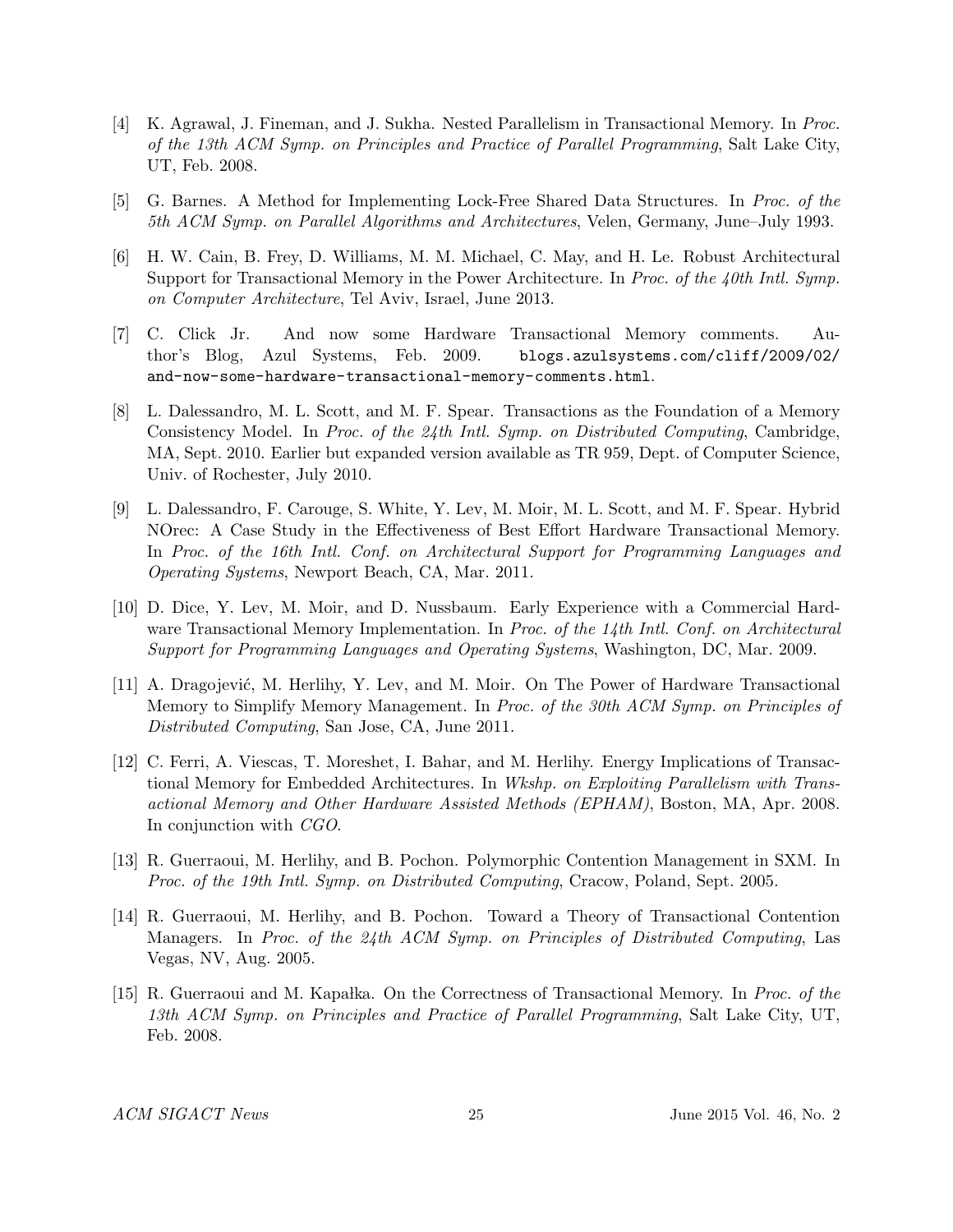[4] K. Agrawal, J. Fineman, and J. Sukha. Nested Parallelism in Transactional Memory. In *Proc. of the 13th ACM Symp. on Principles and Practice of Parallel Programming*, Salt Lake City, UT, Feb. 2008.

[5] G. Barnes. A Method for Implementing Lock-Free Shared Data Structures. In *Proc. of the 5th ACM Symp. on Parallel Algorithms and Architectures*, Velen, Germany, June–July 1993.

[6] H. W. Cain, B. Frey, D. Williams, M. M. Michael, C. May, and H. Le. Robust Architectural Support for Transactional Memory in the Power Architecture. In *Proc. of the 40th Intl. Symp. on Computer Architecture*, Tel Aviv, Israel, June 2013.

[7] C. Click Jr. And now some Hardware Transactional Memory comments. Author's Blog, Azul Systems, Feb. 2009. `blogs.azulsystems.com/cliff/2009/02/and-now-some-hardware-transactional-memory-comments.html`.

[8] L. Dalessandro, M. L. Scott, and M. F. Spear. Transactions as the Foundation of a Memory Consistency Model. In *Proc. of the 24th Intl. Symp. on Distributed Computing*, Cambridge, MA, Sept. 2010. Earlier but expanded version available as TR 959, Dept. of Computer Science, Univ. of Rochester, July 2010.

[9] L. Dalessandro, F. Carouge, S. White, Y. Lev, M. Moir, M. L. Scott, and M. F. Spear. Hybrid NOrec: A Case Study in the Effectiveness of Best Effort Hardware Transactional Memory. In *Proc. of the 16th Intl. Conf. on Architectural Support for Programming Languages and Operating Systems*, Newport Beach, CA, Mar. 2011.

[10] D. Dice, Y. Lev, M. Moir, and D. Nussbaum. Early Experience with a Commercial Hardware Transactional Memory Implementation. In *Proc. of the 14th Intl. Conf. on Architectural Support for Programming Languages and Operating Systems*, Washington, DC, Mar. 2009.

[11] A. Dragojević, M. Herlihy, Y. Lev, and M. Moir. On The Power of Hardware Transactional Memory to Simplify Memory Management. In *Proc. of the 30th ACM Symp. on Principles of Distributed Computing*, San Jose, CA, June 2011.

[12] C. Ferri, A. Viescas, T. Moreshet, I. Bahar, and M. Herlihy. Energy Implications of Transactional Memory for Embedded Architectures. In *Wkshp. on Exploiting Parallelism with Transactional Memory and Other Hardware Assisted Methods (EPHAM)*, Boston, MA, Apr. 2008. In conjunction with *CGO*.

[13] R. Guerraoui, M. Herlihy, and B. Pochon. Polymorphic Contention Management in SXM. In *Proc. of the 19th Intl. Symp. on Distributed Computing*, Cracow, Poland, Sept. 2005.

[14] R. Guerraoui, M. Herlihy, and B. Pochon. Toward a Theory of Transactional Contention Managers. In *Proc. of the 24th ACM Symp. on Principles of Distributed Computing*, Las Vegas, NV, Aug. 2005.

[15] R. Guerraoui and M. Kapałka. On the Correctness of Transactional Memory. In *Proc. of the 13th ACM Symp. on Principles and Practice of Parallel Programming*, Salt Lake City, UT, Feb. 2008.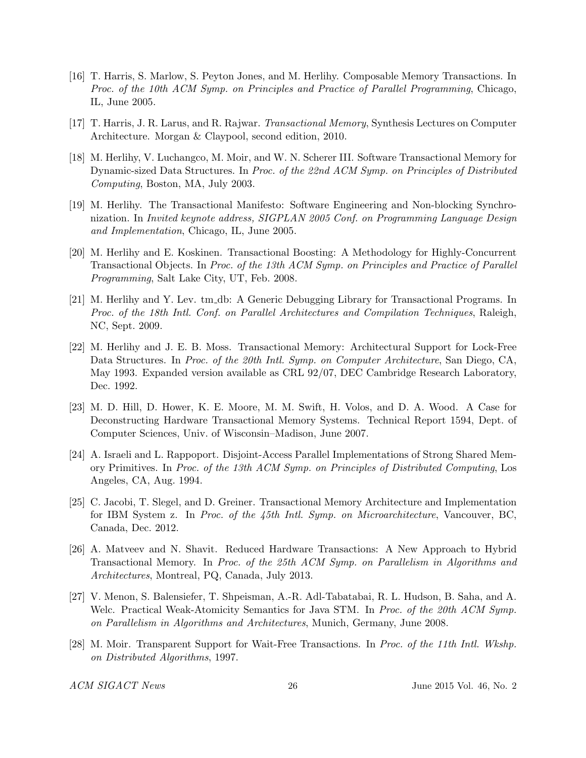[16] T. Harris, S. Marlow, S. Peyton Jones, and M. Herlihy. Composable Memory Transactions. In *Proc. of the 10th ACM Symp. on Principles and Practice of Parallel Programming*, Chicago, IL, June 2005.

[17] T. Harris, J. R. Larus, and R. Rajwar. *Transactional Memory*, Synthesis Lectures on Computer Architecture. Morgan & Claypool, second edition, 2010.

[18] M. Herlihy, V. Luchangco, M. Moir, and W. N. Scherer III. Software Transactional Memory for Dynamic-sized Data Structures. In *Proc. of the 22nd ACM Symp. on Principles of Distributed Computing*, Boston, MA, July 2003.

[19] M. Herlihy. The Transactional Manifesto: Software Engineering and Non-blocking Synchronization. In *Invited keynote address, SIGPLAN 2005 Conf. on Programming Language Design and Implementation*, Chicago, IL, June 2005.

[20] M. Herlihy and E. Koskinen. Transactional Boosting: A Methodology for Highly-Concurrent Transactional Objects. In *Proc. of the 13th ACM Symp. on Principles and Practice of Parallel Programming*, Salt Lake City, UT, Feb. 2008.

[21] M. Herlihy and Y. Lev. tm_db: A Generic Debugging Library for Transactional Programs. In *Proc. of the 18th Intl. Conf. on Parallel Architectures and Compilation Techniques*, Raleigh, NC, Sept. 2009.

[22] M. Herlihy and J. E. B. Moss. Transactional Memory: Architectural Support for Lock-Free Data Structures. In *Proc. of the 20th Intl. Symp. on Computer Architecture*, San Diego, CA, May 1993. Expanded version available as CRL 92/07, DEC Cambridge Research Laboratory, Dec. 1992.

[23] M. D. Hill, D. Hower, K. E. Moore, M. M. Swift, H. Volos, and D. A. Wood. A Case for Deconstructing Hardware Transactional Memory Systems. Technical Report 1594, Dept. of Computer Sciences, Univ. of Wisconsin–Madison, June 2007.

[24] A. Israeli and L. Rappoport. Disjoint-Access Parallel Implementations of Strong Shared Memory Primitives. In *Proc. of the 13th ACM Symp. on Principles of Distributed Computing*, Los Angeles, CA, Aug. 1994.

[25] C. Jacobi, T. Slegel, and D. Greiner. Transactional Memory Architecture and Implementation for IBM System z. In *Proc. of the 45th Intl. Symp. on Microarchitecture*, Vancouver, BC, Canada, Dec. 2012.

[26] A. Matveev and N. Shavit. Reduced Hardware Transactions: A New Approach to Hybrid Transactional Memory. In *Proc. of the 25th ACM Symp. on Parallelism in Algorithms and Architectures*, Montreal, PQ, Canada, July 2013.

[27] V. Menon, S. Balensiefer, T. Shpeisman, A.-R. Adl-Tabatabai, R. L. Hudson, B. Saha, and A. Welc. Practical Weak-Atomicity Semantics for Java STM. In *Proc. of the 20th ACM Symp. on Parallelism in Algorithms and Architectures*, Munich, Germany, June 2008.

[28] M. Moir. Transparent Support for Wait-Free Transactions. In *Proc. of the 11th Intl. Wkshp. on Distributed Algorithms*, 1997.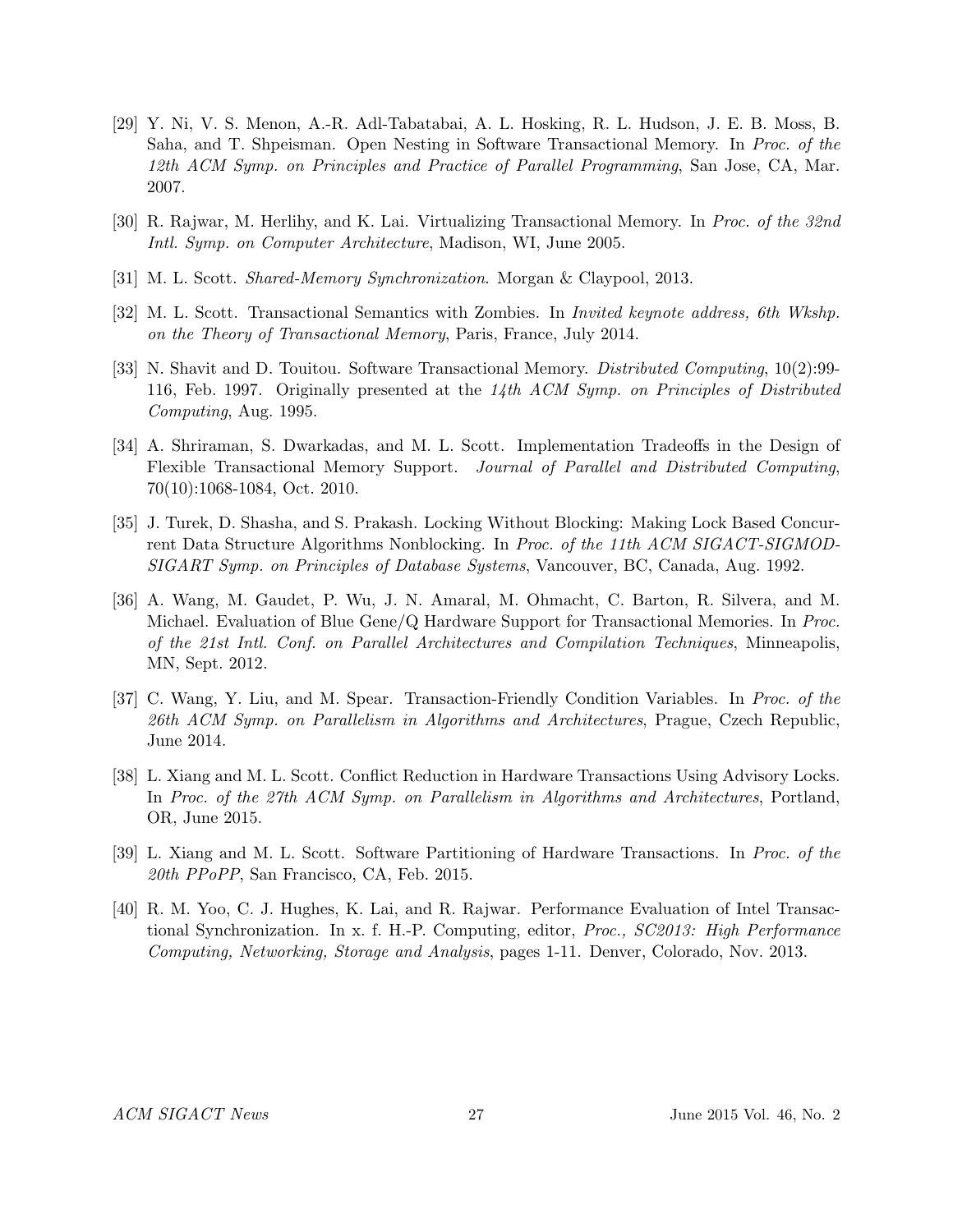[29] Y. Ni, V. S. Menon, A.-R. Adl-Tabatabai, A. L. Hosking, R. L. Hudson, J. E. B. Moss, B. Saha, and T. Shpeisman. Open Nesting in Software Transactional Memory. In *Proc. of the 12th ACM Symp. on Principles and Practice of Parallel Programming*, San Jose, CA, Mar. 2007.

[30] R. Rajwar, M. Herlihy, and K. Lai. Virtualizing Transactional Memory. In *Proc. of the 32nd Intl. Symp. on Computer Architecture*, Madison, WI, June 2005.

[31] M. L. Scott. *Shared-Memory Synchronization*. Morgan & Claypool, 2013.

[32] M. L. Scott. Transactional Semantics with Zombies. In *Invited keynote address, 6th Wkshp. on the Theory of Transactional Memory*, Paris, France, July 2014.

[33] N. Shavit and D. Touitou. Software Transactional Memory. *Distributed Computing*, 10(2):99-116, Feb. 1997. Originally presented at the *14th ACM Symp. on Principles of Distributed Computing*, Aug. 1995.

[34] A. Shriraman, S. Dwarkadas, and M. L. Scott. Implementation Tradeoffs in the Design of Flexible Transactional Memory Support. *Journal of Parallel and Distributed Computing*, 70(10):1068-1084, Oct. 2010.

[35] J. Turek, D. Shasha, and S. Prakash. Locking Without Blocking: Making Lock Based Concurrent Data Structure Algorithms Nonblocking. In *Proc. of the 11th ACM SIGACT-SIGMOD-SIGART Symp. on Principles of Database Systems*, Vancouver, BC, Canada, Aug. 1992.

[36] A. Wang, M. Gaudet, P. Wu, J. N. Amaral, M. Ohmacht, C. Barton, R. Silvera, and M. Michael. Evaluation of Blue Gene/Q Hardware Support for Transactional Memories. In *Proc. of the 21st Intl. Conf. on Parallel Architectures and Compilation Techniques*, Minneapolis, MN, Sept. 2012.

[37] C. Wang, Y. Liu, and M. Spear. Transaction-Friendly Condition Variables. In *Proc. of the 26th ACM Symp. on Parallelism in Algorithms and Architectures*, Prague, Czech Republic, June 2014.

[38] L. Xiang and M. L. Scott. Conflict Reduction in Hardware Transactions Using Advisory Locks. In *Proc. of the 27th ACM Symp. on Parallelism in Algorithms and Architectures*, Portland, OR, June 2015.

[39] L. Xiang and M. L. Scott. Software Partitioning of Hardware Transactions. In *Proc. of the 20th PPoPP*, San Francisco, CA, Feb. 2015.

[40] R. M. Yoo, C. J. Hughes, K. Lai, and R. Rajwar. Performance Evaluation of Intel Transactional Synchronization. In x. f. H.-P. Computing, editor, *Proc., SC2013: High Performance Computing, Networking, Storage and Analysis*, pages 1-11. Denver, Colorado, Nov. 2013.